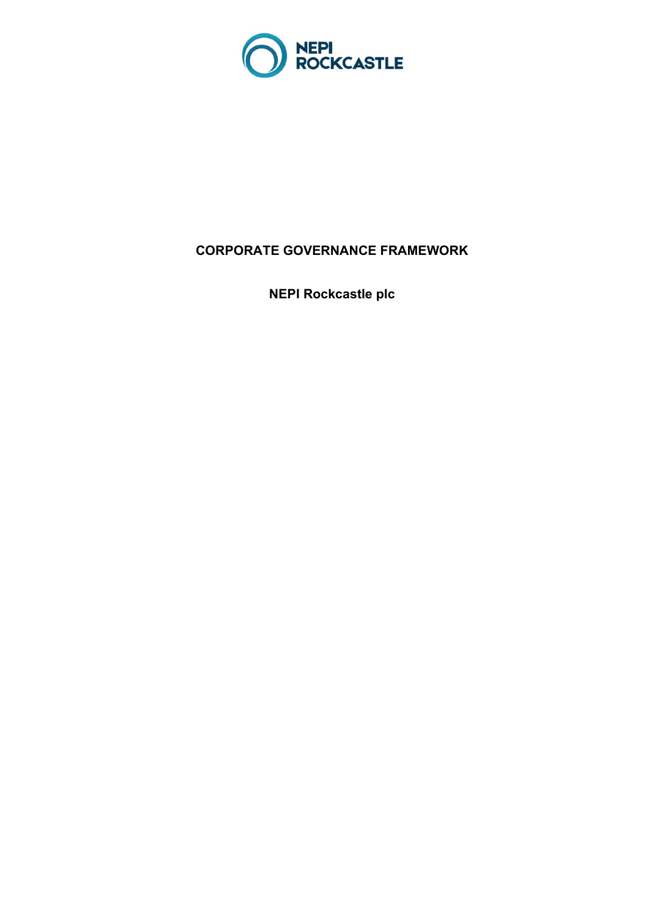NEPI ROCKCASTLE

# CORPORATE GOVERNANCE FRAMEWORK

## NEPI Rockcastle plc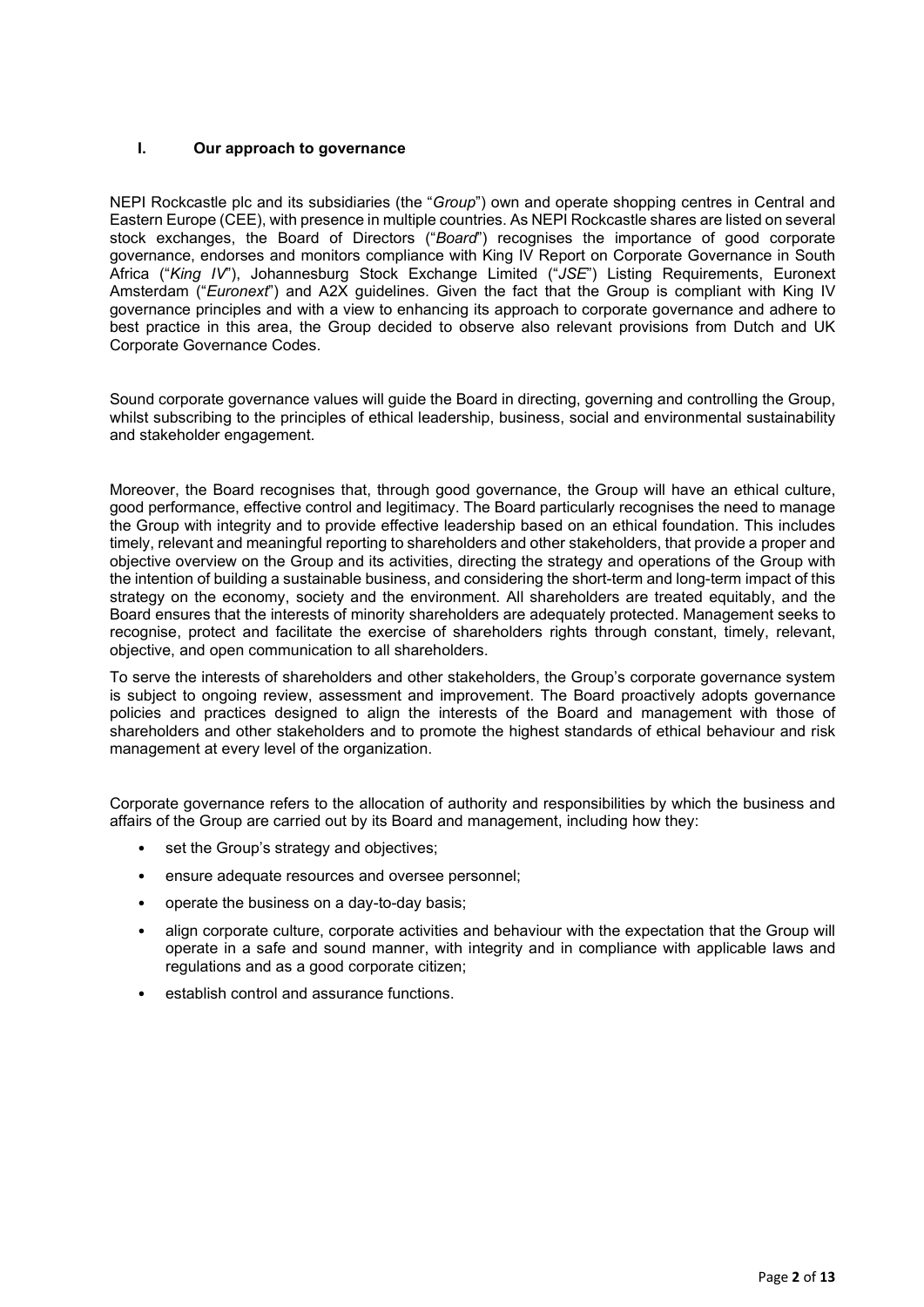## I. Our approach to governance

NEPI Rockcastle plc and its subsidiaries (the "*Group*") own and operate shopping centres in Central and Eastern Europe (CEE), with presence in multiple countries. As NEPI Rockcastle shares are listed on several stock exchanges, the Board of Directors ("*Board*") recognises the importance of good corporate governance, endorses and monitors compliance with King IV Report on Corporate Governance in South Africa ("*King IV*"), Johannesburg Stock Exchange Limited ("*JSE*") Listing Requirements, Euronext Amsterdam ("*Euronext*") and A2X guidelines. Given the fact that the Group is compliant with King IV governance principles and with a view to enhancing its approach to corporate governance and adhere to best practice in this area, the Group decided to observe also relevant provisions from Dutch and UK Corporate Governance Codes.

Sound corporate governance values will guide the Board in directing, governing and controlling the Group, whilst subscribing to the principles of ethical leadership, business, social and environmental sustainability and stakeholder engagement.

Moreover, the Board recognises that, through good governance, the Group will have an ethical culture, good performance, effective control and legitimacy. The Board particularly recognises the need to manage the Group with integrity and to provide effective leadership based on an ethical foundation. This includes timely, relevant and meaningful reporting to shareholders and other stakeholders, that provide a proper and objective overview on the Group and its activities, directing the strategy and operations of the Group with the intention of building a sustainable business, and considering the short-term and long-term impact of this strategy on the economy, society and the environment. All shareholders are treated equitably, and the Board ensures that the interests of minority shareholders are adequately protected. Management seeks to recognise, protect and facilitate the exercise of shareholders rights through constant, timely, relevant, objective, and open communication to all shareholders.

To serve the interests of shareholders and other stakeholders, the Group's corporate governance system is subject to ongoing review, assessment and improvement. The Board proactively adopts governance policies and practices designed to align the interests of the Board and management with those of shareholders and other stakeholders and to promote the highest standards of ethical behaviour and risk management at every level of the organization.

Corporate governance refers to the allocation of authority and responsibilities by which the business and affairs of the Group are carried out by its Board and management, including how they:

- set the Group's strategy and objectives;
- ensure adequate resources and oversee personnel;
- operate the business on a day-to-day basis;
- align corporate culture, corporate activities and behaviour with the expectation that the Group will operate in a safe and sound manner, with integrity and in compliance with applicable laws and regulations and as a good corporate citizen;
- establish control and assurance functions.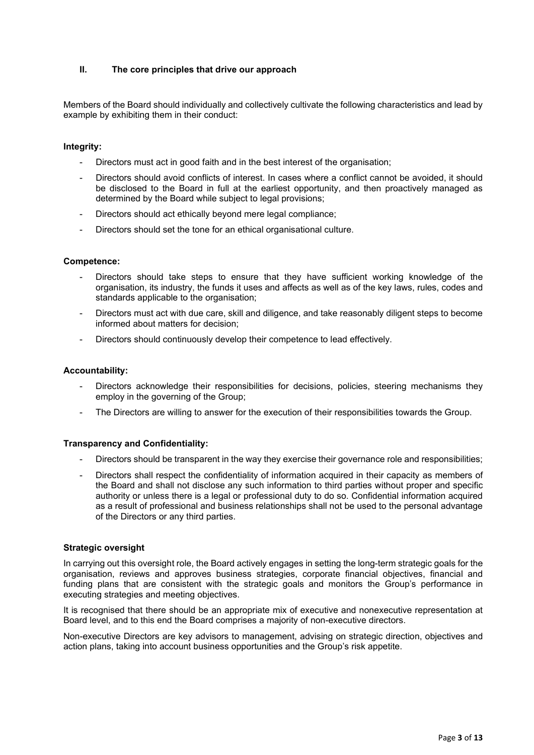## II. The core principles that drive our approach

Members of the Board should individually and collectively cultivate the following characteristics and lead by example by exhibiting them in their conduct:

**Integrity:**

- Directors must act in good faith and in the best interest of the organisation;
- Directors should avoid conflicts of interest. In cases where a conflict cannot be avoided, it should be disclosed to the Board in full at the earliest opportunity, and then proactively managed as determined by the Board while subject to legal provisions;
- Directors should act ethically beyond mere legal compliance;
- Directors should set the tone for an ethical organisational culture.

**Competence:**

- Directors should take steps to ensure that they have sufficient working knowledge of the organisation, its industry, the funds it uses and affects as well as of the key laws, rules, codes and standards applicable to the organisation;
- Directors must act with due care, skill and diligence, and take reasonably diligent steps to become informed about matters for decision;
- Directors should continuously develop their competence to lead effectively.

**Accountability:**

- Directors acknowledge their responsibilities for decisions, policies, steering mechanisms they employ in the governing of the Group;
- The Directors are willing to answer for the execution of their responsibilities towards the Group.

**Transparency and Confidentiality:**

- Directors should be transparent in the way they exercise their governance role and responsibilities;
- Directors shall respect the confidentiality of information acquired in their capacity as members of the Board and shall not disclose any such information to third parties without proper and specific authority or unless there is a legal or professional duty to do so. Confidential information acquired as a result of professional and business relationships shall not be used to the personal advantage of the Directors or any third parties.

**Strategic oversight**

In carrying out this oversight role, the Board actively engages in setting the long-term strategic goals for the organisation, reviews and approves business strategies, corporate financial objectives, financial and funding plans that are consistent with the strategic goals and monitors the Group's performance in executing strategies and meeting objectives.

It is recognised that there should be an appropriate mix of executive and nonexecutive representation at Board level, and to this end the Board comprises a majority of non-executive directors.

Non-executive Directors are key advisors to management, advising on strategic direction, objectives and action plans, taking into account business opportunities and the Group's risk appetite.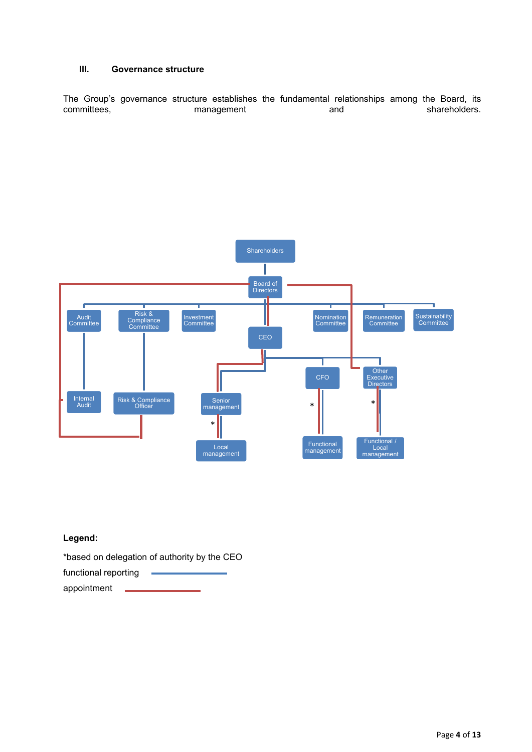### III. Governance structure

The Group's governance structure establishes the fundamental relationships among the Board, its committees, management and shareholders.

Shareholders

Board of Directors

Audit Committee | Risk & Compliance Committee | Investment Committee | Nomination Committee | Remuneration Committee | Sustainability Committee

CEO

Internal Audit | Risk & Compliance Officer | Senior management | CFO | Other Executive Directors

Local management | Functional management | Functional / Local management

**Legend:**

*based on delegation of authority by the CEO

functional reporting

appointment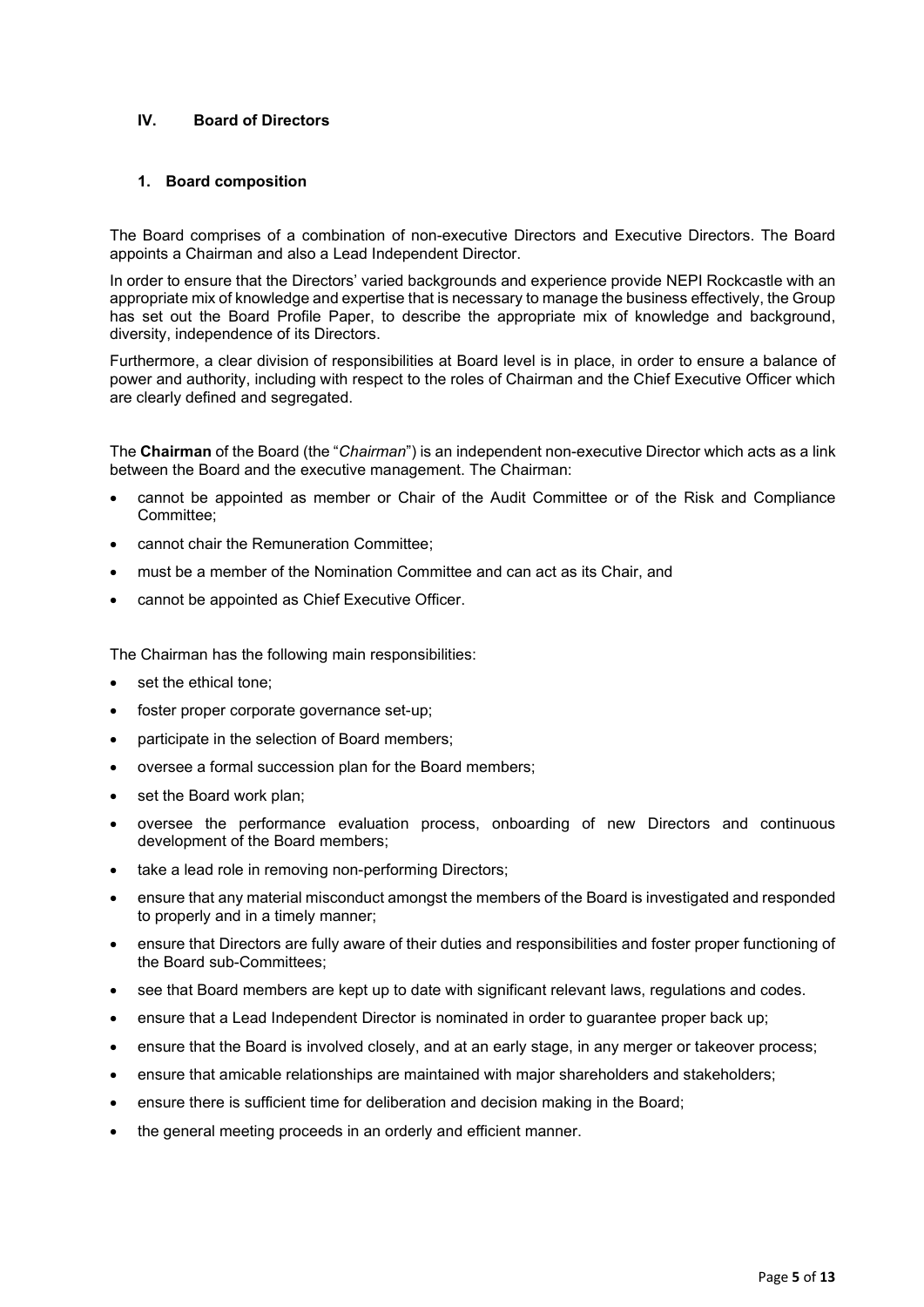## IV. Board of Directors

### 1. Board composition

The Board comprises of a combination of non-executive Directors and Executive Directors. The Board appoints a Chairman and also a Lead Independent Director.

In order to ensure that the Directors' varied backgrounds and experience provide NEPI Rockcastle with an appropriate mix of knowledge and expertise that is necessary to manage the business effectively, the Group has set out the Board Profile Paper, to describe the appropriate mix of knowledge and background, diversity, independence of its Directors.

Furthermore, a clear division of responsibilities at Board level is in place, in order to ensure a balance of power and authority, including with respect to the roles of Chairman and the Chief Executive Officer which are clearly defined and segregated.

The **Chairman** of the Board (the "*Chairman*") is an independent non-executive Director which acts as a link between the Board and the executive management. The Chairman:

- cannot be appointed as member or Chair of the Audit Committee or of the Risk and Compliance Committee;
- cannot chair the Remuneration Committee;
- must be a member of the Nomination Committee and can act as its Chair, and
- cannot be appointed as Chief Executive Officer.

The Chairman has the following main responsibilities:

- set the ethical tone;
- foster proper corporate governance set-up;
- participate in the selection of Board members;
- oversee a formal succession plan for the Board members;
- set the Board work plan;
- oversee the performance evaluation process, onboarding of new Directors and continuous development of the Board members;
- take a lead role in removing non-performing Directors;
- ensure that any material misconduct amongst the members of the Board is investigated and responded to properly and in a timely manner;
- ensure that Directors are fully aware of their duties and responsibilities and foster proper functioning of the Board sub-Committees;
- see that Board members are kept up to date with significant relevant laws, regulations and codes.
- ensure that a Lead Independent Director is nominated in order to guarantee proper back up;
- ensure that the Board is involved closely, and at an early stage, in any merger or takeover process;
- ensure that amicable relationships are maintained with major shareholders and stakeholders;
- ensure there is sufficient time for deliberation and decision making in the Board;
- the general meeting proceeds in an orderly and efficient manner.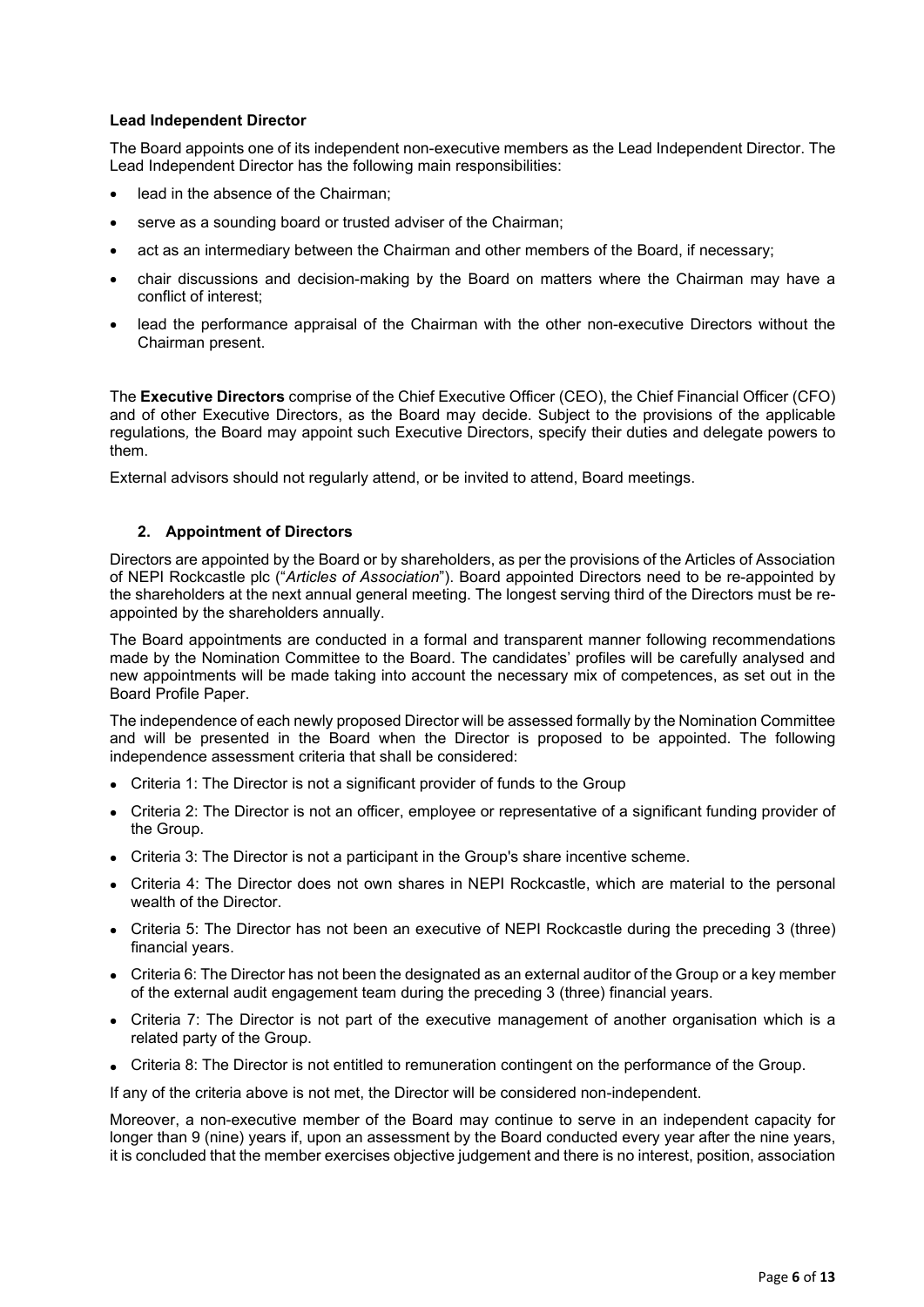**Lead Independent Director**

The Board appoints one of its independent non-executive members as the Lead Independent Director. The Lead Independent Director has the following main responsibilities:

- lead in the absence of the Chairman;
- serve as a sounding board or trusted adviser of the Chairman;
- act as an intermediary between the Chairman and other members of the Board, if necessary;
- chair discussions and decision-making by the Board on matters where the Chairman may have a conflict of interest;
- lead the performance appraisal of the Chairman with the other non-executive Directors without the Chairman present.

The **Executive Directors** comprise of the Chief Executive Officer (CEO), the Chief Financial Officer (CFO) and of other Executive Directors, as the Board may decide. Subject to the provisions of the applicable regulations, the Board may appoint such Executive Directors, specify their duties and delegate powers to them.

External advisors should not regularly attend, or be invited to attend, Board meetings.

## 2. Appointment of Directors

Directors are appointed by the Board or by shareholders, as per the provisions of the Articles of Association of NEPI Rockcastle plc ("*Articles of Association*"). Board appointed Directors need to be re-appointed by the shareholders at the next annual general meeting. The longest serving third of the Directors must be re-appointed by the shareholders annually.

The Board appointments are conducted in a formal and transparent manner following recommendations made by the Nomination Committee to the Board. The candidates' profiles will be carefully analysed and new appointments will be made taking into account the necessary mix of competences, as set out in the Board Profile Paper.

The independence of each newly proposed Director will be assessed formally by the Nomination Committee and will be presented in the Board when the Director is proposed to be appointed. The following independence assessment criteria that shall be considered:

- Criteria 1: The Director is not a significant provider of funds to the Group
- Criteria 2: The Director is not an officer, employee or representative of a significant funding provider of the Group.
- Criteria 3: The Director is not a participant in the Group's share incentive scheme.
- Criteria 4: The Director does not own shares in NEPI Rockcastle, which are material to the personal wealth of the Director.
- Criteria 5: The Director has not been an executive of NEPI Rockcastle during the preceding 3 (three) financial years.
- Criteria 6: The Director has not been the designated as an external auditor of the Group or a key member of the external audit engagement team during the preceding 3 (three) financial years.
- Criteria 7: The Director is not part of the executive management of another organisation which is a related party of the Group.
- Criteria 8: The Director is not entitled to remuneration contingent on the performance of the Group.

If any of the criteria above is not met, the Director will be considered non-independent.

Moreover, a non-executive member of the Board may continue to serve in an independent capacity for longer than 9 (nine) years if, upon an assessment by the Board conducted every year after the nine years, it is concluded that the member exercises objective judgement and there is no interest, position, association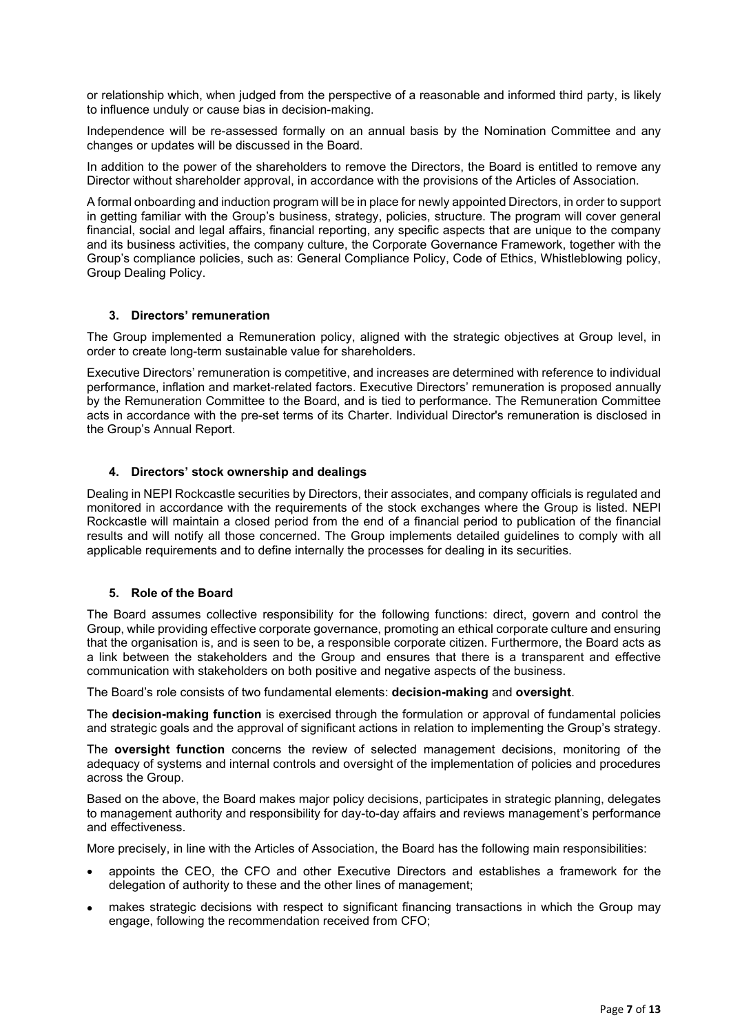or relationship which, when judged from the perspective of a reasonable and informed third party, is likely to influence unduly or cause bias in decision-making.

Independence will be re-assessed formally on an annual basis by the Nomination Committee and any changes or updates will be discussed in the Board.

In addition to the power of the shareholders to remove the Directors, the Board is entitled to remove any Director without shareholder approval, in accordance with the provisions of the Articles of Association.

A formal onboarding and induction program will be in place for newly appointed Directors, in order to support in getting familiar with the Group's business, strategy, policies, structure. The program will cover general financial, social and legal affairs, financial reporting, any specific aspects that are unique to the company and its business activities, the company culture, the Corporate Governance Framework, together with the Group's compliance policies, such as: General Compliance Policy, Code of Ethics, Whistleblowing policy, Group Dealing Policy.

### 3. Directors' remuneration

The Group implemented a Remuneration policy, aligned with the strategic objectives at Group level, in order to create long-term sustainable value for shareholders.

Executive Directors' remuneration is competitive, and increases are determined with reference to individual performance, inflation and market-related factors. Executive Directors' remuneration is proposed annually by the Remuneration Committee to the Board, and is tied to performance. The Remuneration Committee acts in accordance with the pre-set terms of its Charter. Individual Director's remuneration is disclosed in the Group's Annual Report.

### 4. Directors' stock ownership and dealings

Dealing in NEPI Rockcastle securities by Directors, their associates, and company officials is regulated and monitored in accordance with the requirements of the stock exchanges where the Group is listed. NEPI Rockcastle will maintain a closed period from the end of a financial period to publication of the financial results and will notify all those concerned. The Group implements detailed guidelines to comply with all applicable requirements and to define internally the processes for dealing in its securities.

### 5. Role of the Board

The Board assumes collective responsibility for the following functions: direct, govern and control the Group, while providing effective corporate governance, promoting an ethical corporate culture and ensuring that the organisation is, and is seen to be, a responsible corporate citizen. Furthermore, the Board acts as a link between the stakeholders and the Group and ensures that there is a transparent and effective communication with stakeholders on both positive and negative aspects of the business.

The Board's role consists of two fundamental elements: **decision-making** and **oversight**.

The **decision-making function** is exercised through the formulation or approval of fundamental policies and strategic goals and the approval of significant actions in relation to implementing the Group's strategy.

The **oversight function** concerns the review of selected management decisions, monitoring of the adequacy of systems and internal controls and oversight of the implementation of policies and procedures across the Group.

Based on the above, the Board makes major policy decisions, participates in strategic planning, delegates to management authority and responsibility for day-to-day affairs and reviews management's performance and effectiveness.

More precisely, in line with the Articles of Association, the Board has the following main responsibilities:

- appoints the CEO, the CFO and other Executive Directors and establishes a framework for the delegation of authority to these and the other lines of management;
- makes strategic decisions with respect to significant financing transactions in which the Group may engage, following the recommendation received from CFO;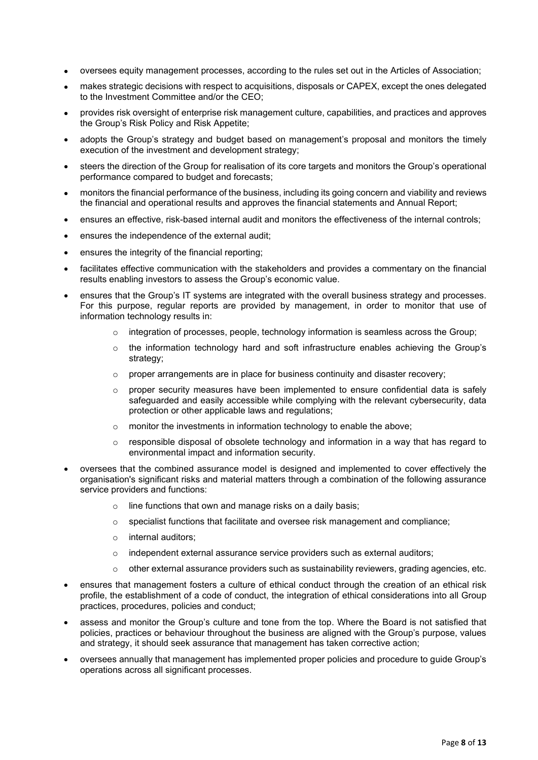- oversees equity management processes, according to the rules set out in the Articles of Association;
- makes strategic decisions with respect to acquisitions, disposals or CAPEX, except the ones delegated to the Investment Committee and/or the CEO;
- provides risk oversight of enterprise risk management culture, capabilities, and practices and approves the Group's Risk Policy and Risk Appetite;
- adopts the Group's strategy and budget based on management's proposal and monitors the timely execution of the investment and development strategy;
- steers the direction of the Group for realisation of its core targets and monitors the Group's operational performance compared to budget and forecasts;
- monitors the financial performance of the business, including its going concern and viability and reviews the financial and operational results and approves the financial statements and Annual Report;
- ensures an effective, risk-based internal audit and monitors the effectiveness of the internal controls;
- ensures the independence of the external audit;
- ensures the integrity of the financial reporting;
- facilitates effective communication with the stakeholders and provides a commentary on the financial results enabling investors to assess the Group's economic value.
- ensures that the Group's IT systems are integrated with the overall business strategy and processes. For this purpose, regular reports are provided by management, in order to monitor that use of information technology results in:
    - integration of processes, people, technology information is seamless across the Group;
    - the information technology hard and soft infrastructure enables achieving the Group's strategy;
    - proper arrangements are in place for business continuity and disaster recovery;
    - proper security measures have been implemented to ensure confidential data is safely safeguarded and easily accessible while complying with the relevant cybersecurity, data protection or other applicable laws and regulations;
    - monitor the investments in information technology to enable the above;
    - responsible disposal of obsolete technology and information in a way that has regard to environmental impact and information security.
- oversees that the combined assurance model is designed and implemented to cover effectively the organisation's significant risks and material matters through a combination of the following assurance service providers and functions:
    - line functions that own and manage risks on a daily basis;
    - specialist functions that facilitate and oversee risk management and compliance;
    - internal auditors;
    - independent external assurance service providers such as external auditors;
    - other external assurance providers such as sustainability reviewers, grading agencies, etc.
- ensures that management fosters a culture of ethical conduct through the creation of an ethical risk profile, the establishment of a code of conduct, the integration of ethical considerations into all Group practices, procedures, policies and conduct;
- assess and monitor the Group's culture and tone from the top. Where the Board is not satisfied that policies, practices or behaviour throughout the business are aligned with the Group's purpose, values and strategy, it should seek assurance that management has taken corrective action;
- oversees annually that management has implemented proper policies and procedure to guide Group's operations across all significant processes.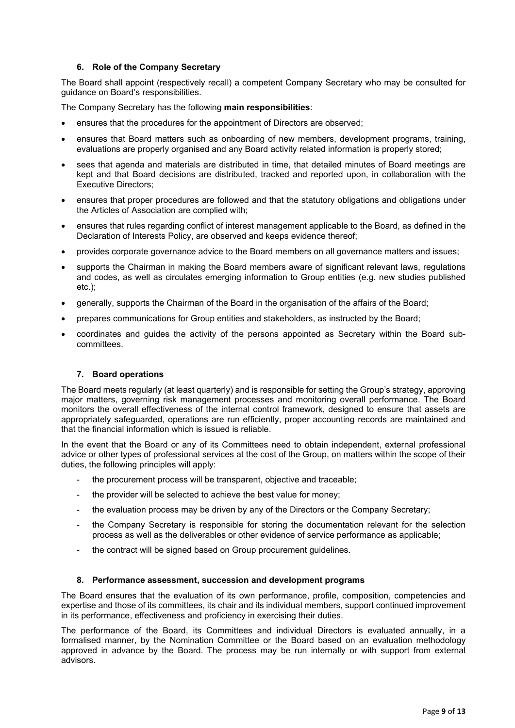### 6. Role of the Company Secretary

The Board shall appoint (respectively recall) a competent Company Secretary who may be consulted for guidance on Board's responsibilities.

The Company Secretary has the following **main responsibilities**:

- ensures that the procedures for the appointment of Directors are observed;
- ensures that Board matters such as onboarding of new members, development programs, training, evaluations are properly organised and any Board activity related information is properly stored;
- sees that agenda and materials are distributed in time, that detailed minutes of Board meetings are kept and that Board decisions are distributed, tracked and reported upon, in collaboration with the Executive Directors;
- ensures that proper procedures are followed and that the statutory obligations and obligations under the Articles of Association are complied with;
- ensures that rules regarding conflict of interest management applicable to the Board, as defined in the Declaration of Interests Policy, are observed and keeps evidence thereof;
- provides corporate governance advice to the Board members on all governance matters and issues;
- supports the Chairman in making the Board members aware of significant relevant laws, regulations and codes, as well as circulates emerging information to Group entities (e.g. new studies published etc.);
- generally, supports the Chairman of the Board in the organisation of the affairs of the Board;
- prepares communications for Group entities and stakeholders, as instructed by the Board;
- coordinates and guides the activity of the persons appointed as Secretary within the Board sub-committees.

### 7. Board operations

The Board meets regularly (at least quarterly) and is responsible for setting the Group's strategy, approving major matters, governing risk management processes and monitoring overall performance. The Board monitors the overall effectiveness of the internal control framework, designed to ensure that assets are appropriately safeguarded, operations are run efficiently, proper accounting records are maintained and that the financial information which is issued is reliable.

In the event that the Board or any of its Committees need to obtain independent, external professional advice or other types of professional services at the cost of the Group, on matters within the scope of their duties, the following principles will apply:

- the procurement process will be transparent, objective and traceable;
- the provider will be selected to achieve the best value for money;
- the evaluation process may be driven by any of the Directors or the Company Secretary;
- the Company Secretary is responsible for storing the documentation relevant for the selection process as well as the deliverables or other evidence of service performance as applicable;
- the contract will be signed based on Group procurement guidelines.

### 8. Performance assessment, succession and development programs

The Board ensures that the evaluation of its own performance, profile, composition, competencies and expertise and those of its committees, its chair and its individual members, support continued improvement in its performance, effectiveness and proficiency in exercising their duties.

The performance of the Board, its Committees and individual Directors is evaluated annually, in a formalised manner, by the Nomination Committee or the Board based on an evaluation methodology approved in advance by the Board. The process may be run internally or with support from external advisors.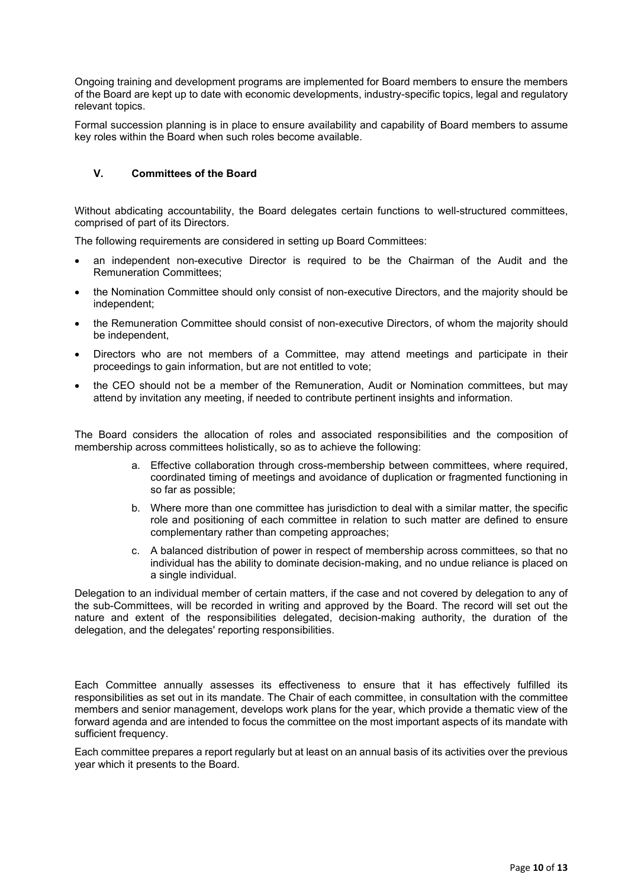Ongoing training and development programs are implemented for Board members to ensure the members of the Board are kept up to date with economic developments, industry-specific topics, legal and regulatory relevant topics.

Formal succession planning is in place to ensure availability and capability of Board members to assume key roles within the Board when such roles become available.

## V. Committees of the Board

Without abdicating accountability, the Board delegates certain functions to well-structured committees, comprised of part of its Directors.

The following requirements are considered in setting up Board Committees:

- an independent non-executive Director is required to be the Chairman of the Audit and the Remuneration Committees;
- the Nomination Committee should only consist of non-executive Directors, and the majority should be independent;
- the Remuneration Committee should consist of non-executive Directors, of whom the majority should be independent,
- Directors who are not members of a Committee, may attend meetings and participate in their proceedings to gain information, but are not entitled to vote;
- the CEO should not be a member of the Remuneration, Audit or Nomination committees, but may attend by invitation any meeting, if needed to contribute pertinent insights and information.

The Board considers the allocation of roles and associated responsibilities and the composition of membership across committees holistically, so as to achieve the following:

a. Effective collaboration through cross-membership between committees, where required, coordinated timing of meetings and avoidance of duplication or fragmented functioning in so far as possible;

b. Where more than one committee has jurisdiction to deal with a similar matter, the specific role and positioning of each committee in relation to such matter are defined to ensure complementary rather than competing approaches;

c. A balanced distribution of power in respect of membership across committees, so that no individual has the ability to dominate decision-making, and no undue reliance is placed on a single individual.

Delegation to an individual member of certain matters, if the case and not covered by delegation to any of the sub-Committees, will be recorded in writing and approved by the Board. The record will set out the nature and extent of the responsibilities delegated, decision-making authority, the duration of the delegation, and the delegates' reporting responsibilities.

Each Committee annually assesses its effectiveness to ensure that it has effectively fulfilled its responsibilities as set out in its mandate. The Chair of each committee, in consultation with the committee members and senior management, develops work plans for the year, which provide a thematic view of the forward agenda and are intended to focus the committee on the most important aspects of its mandate with sufficient frequency.

Each committee prepares a report regularly but at least on an annual basis of its activities over the previous year which it presents to the Board.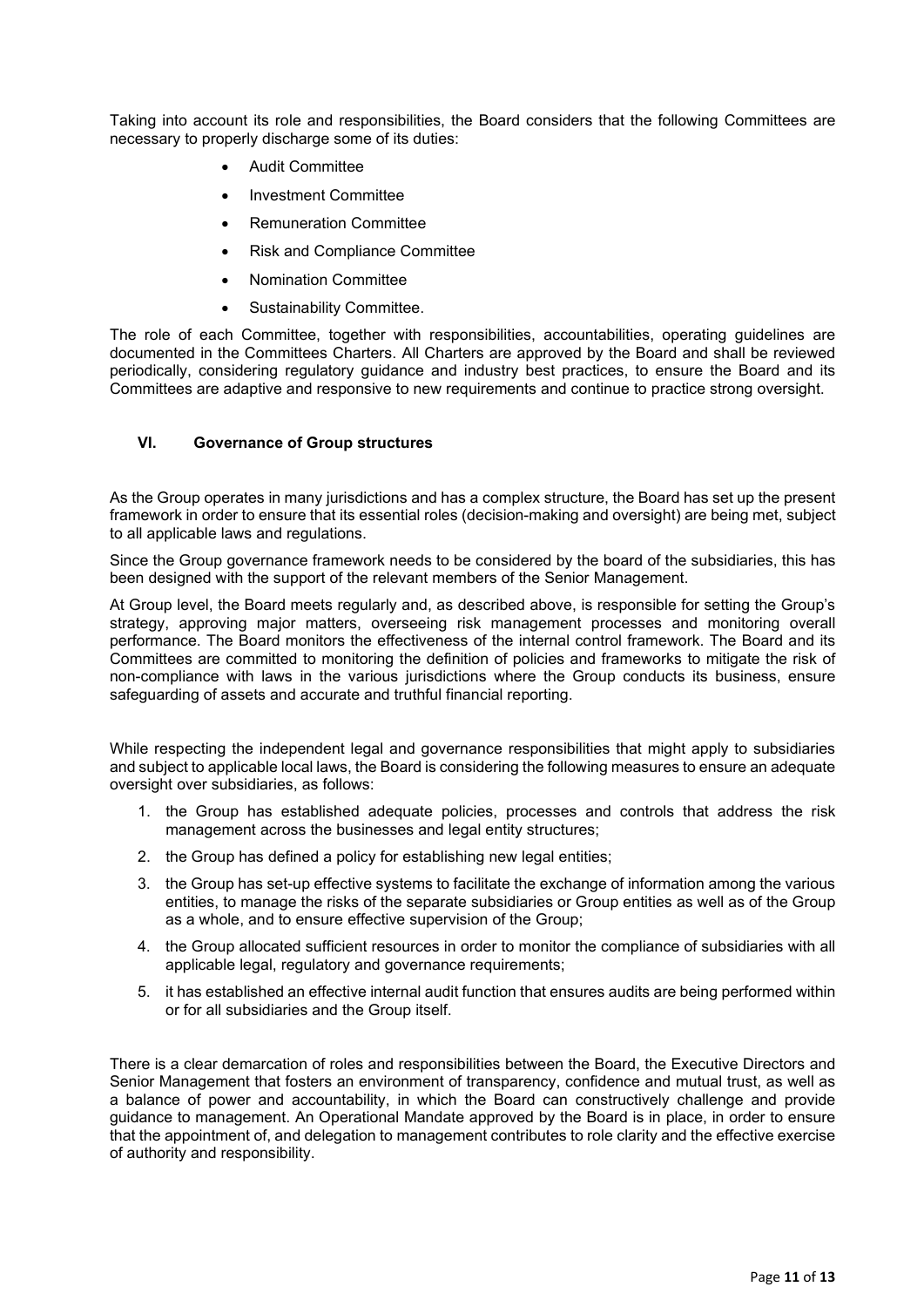Taking into account its role and responsibilities, the Board considers that the following Committees are necessary to properly discharge some of its duties:

- Audit Committee
- Investment Committee
- Remuneration Committee
- Risk and Compliance Committee
- Nomination Committee
- Sustainability Committee.

The role of each Committee, together with responsibilities, accountabilities, operating guidelines are documented in the Committees Charters. All Charters are approved by the Board and shall be reviewed periodically, considering regulatory guidance and industry best practices, to ensure the Board and its Committees are adaptive and responsive to new requirements and continue to practice strong oversight.

## VI. Governance of Group structures

As the Group operates in many jurisdictions and has a complex structure, the Board has set up the present framework in order to ensure that its essential roles (decision-making and oversight) are being met, subject to all applicable laws and regulations.

Since the Group governance framework needs to be considered by the board of the subsidiaries, this has been designed with the support of the relevant members of the Senior Management.

At Group level, the Board meets regularly and, as described above, is responsible for setting the Group's strategy, approving major matters, overseeing risk management processes and monitoring overall performance. The Board monitors the effectiveness of the internal control framework. The Board and its Committees are committed to monitoring the definition of policies and frameworks to mitigate the risk of non-compliance with laws in the various jurisdictions where the Group conducts its business, ensure safeguarding of assets and accurate and truthful financial reporting.

While respecting the independent legal and governance responsibilities that might apply to subsidiaries and subject to applicable local laws, the Board is considering the following measures to ensure an adequate oversight over subsidiaries, as follows:

1. the Group has established adequate policies, processes and controls that address the risk management across the businesses and legal entity structures;
2. the Group has defined a policy for establishing new legal entities;
3. the Group has set-up effective systems to facilitate the exchange of information among the various entities, to manage the risks of the separate subsidiaries or Group entities as well as of the Group as a whole, and to ensure effective supervision of the Group;
4. the Group allocated sufficient resources in order to monitor the compliance of subsidiaries with all applicable legal, regulatory and governance requirements;
5. it has established an effective internal audit function that ensures audits are being performed within or for all subsidiaries and the Group itself.

There is a clear demarcation of roles and responsibilities between the Board, the Executive Directors and Senior Management that fosters an environment of transparency, confidence and mutual trust, as well as a balance of power and accountability, in which the Board can constructively challenge and provide guidance to management. An Operational Mandate approved by the Board is in place, in order to ensure that the appointment of, and delegation to management contributes to role clarity and the effective exercise of authority and responsibility.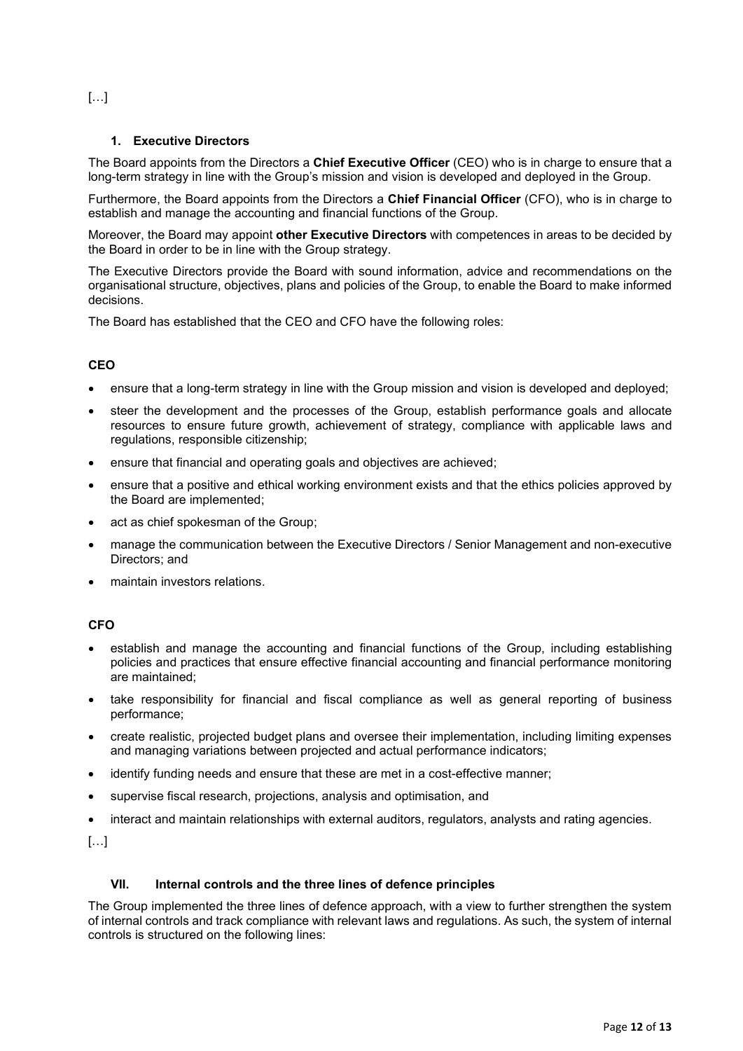[…]

### 1. Executive Directors

The Board appoints from the Directors a **Chief Executive Officer** (CEO) who is in charge to ensure that a long-term strategy in line with the Group's mission and vision is developed and deployed in the Group.

Furthermore, the Board appoints from the Directors a **Chief Financial Officer** (CFO), who is in charge to establish and manage the accounting and financial functions of the Group.

Moreover, the Board may appoint **other Executive Directors** with competences in areas to be decided by the Board in order to be in line with the Group strategy.

The Executive Directors provide the Board with sound information, advice and recommendations on the organisational structure, objectives, plans and policies of the Group, to enable the Board to make informed decisions.

The Board has established that the CEO and CFO have the following roles:

**CEO**

- ensure that a long-term strategy in line with the Group mission and vision is developed and deployed;
- steer the development and the processes of the Group, establish performance goals and allocate resources to ensure future growth, achievement of strategy, compliance with applicable laws and regulations, responsible citizenship;
- ensure that financial and operating goals and objectives are achieved;
- ensure that a positive and ethical working environment exists and that the ethics policies approved by the Board are implemented;
- act as chief spokesman of the Group;
- manage the communication between the Executive Directors / Senior Management and non-executive Directors; and
- maintain investors relations.

**CFO**

- establish and manage the accounting and financial functions of the Group, including establishing policies and practices that ensure effective financial accounting and financial performance monitoring are maintained;
- take responsibility for financial and fiscal compliance as well as general reporting of business performance;
- create realistic, projected budget plans and oversee their implementation, including limiting expenses and managing variations between projected and actual performance indicators;
- identify funding needs and ensure that these are met in a cost-effective manner;
- supervise fiscal research, projections, analysis and optimisation, and
- interact and maintain relationships with external auditors, regulators, analysts and rating agencies.

[…]

## VII. Internal controls and the three lines of defence principles

The Group implemented the three lines of defence approach, with a view to further strengthen the system of internal controls and track compliance with relevant laws and regulations. As such, the system of internal controls is structured on the following lines: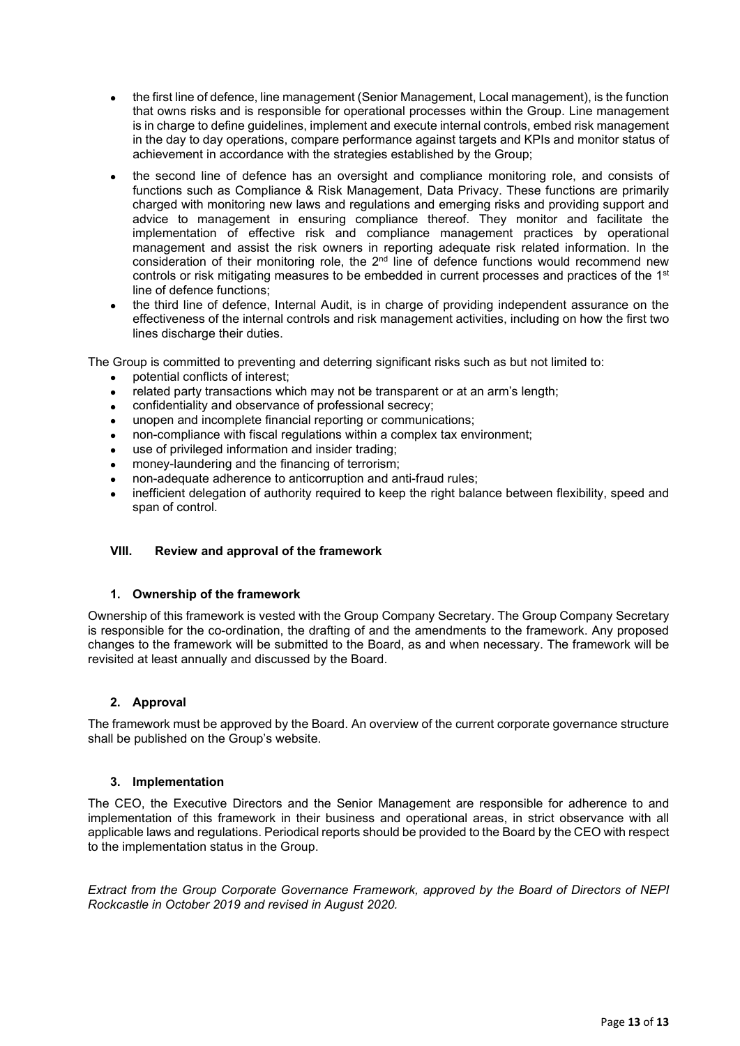- the first line of defence, line management (Senior Management, Local management), is the function that owns risks and is responsible for operational processes within the Group. Line management is in charge to define guidelines, implement and execute internal controls, embed risk management in the day to day operations, compare performance against targets and KPIs and monitor status of achievement in accordance with the strategies established by the Group;
- the second line of defence has an oversight and compliance monitoring role, and consists of functions such as Compliance & Risk Management, Data Privacy. These functions are primarily charged with monitoring new laws and regulations and emerging risks and providing support and advice to management in ensuring compliance thereof. They monitor and facilitate the implementation of effective risk and compliance management practices by operational management and assist the risk owners in reporting adequate risk related information. In the consideration of their monitoring role, the 2nd line of defence functions would recommend new controls or risk mitigating measures to be embedded in current processes and practices of the 1st line of defence functions;
- the third line of defence, Internal Audit, is in charge of providing independent assurance on the effectiveness of the internal controls and risk management activities, including on how the first two lines discharge their duties.

The Group is committed to preventing and deterring significant risks such as but not limited to:

- potential conflicts of interest;
- related party transactions which may not be transparent or at an arm's length;
- confidentiality and observance of professional secrecy;
- unopen and incomplete financial reporting or communications;
- non-compliance with fiscal regulations within a complex tax environment;
- use of privileged information and insider trading;
- money-laundering and the financing of terrorism;
- non-adequate adherence to anticorruption and anti-fraud rules;
- inefficient delegation of authority required to keep the right balance between flexibility, speed and span of control.

## VIII. Review and approval of the framework

### 1. Ownership of the framework

Ownership of this framework is vested with the Group Company Secretary. The Group Company Secretary is responsible for the co-ordination, the drafting of and the amendments to the framework. Any proposed changes to the framework will be submitted to the Board, as and when necessary. The framework will be revisited at least annually and discussed by the Board.

### 2. Approval

The framework must be approved by the Board. An overview of the current corporate governance structure shall be published on the Group's website.

### 3. Implementation

The CEO, the Executive Directors and the Senior Management are responsible for adherence to and implementation of this framework in their business and operational areas, in strict observance with all applicable laws and regulations. Periodical reports should be provided to the Board by the CEO with respect to the implementation status in the Group.

*Extract from the Group Corporate Governance Framework, approved by the Board of Directors of NEPI Rockcastle in October 2019 and revised in August 2020.*